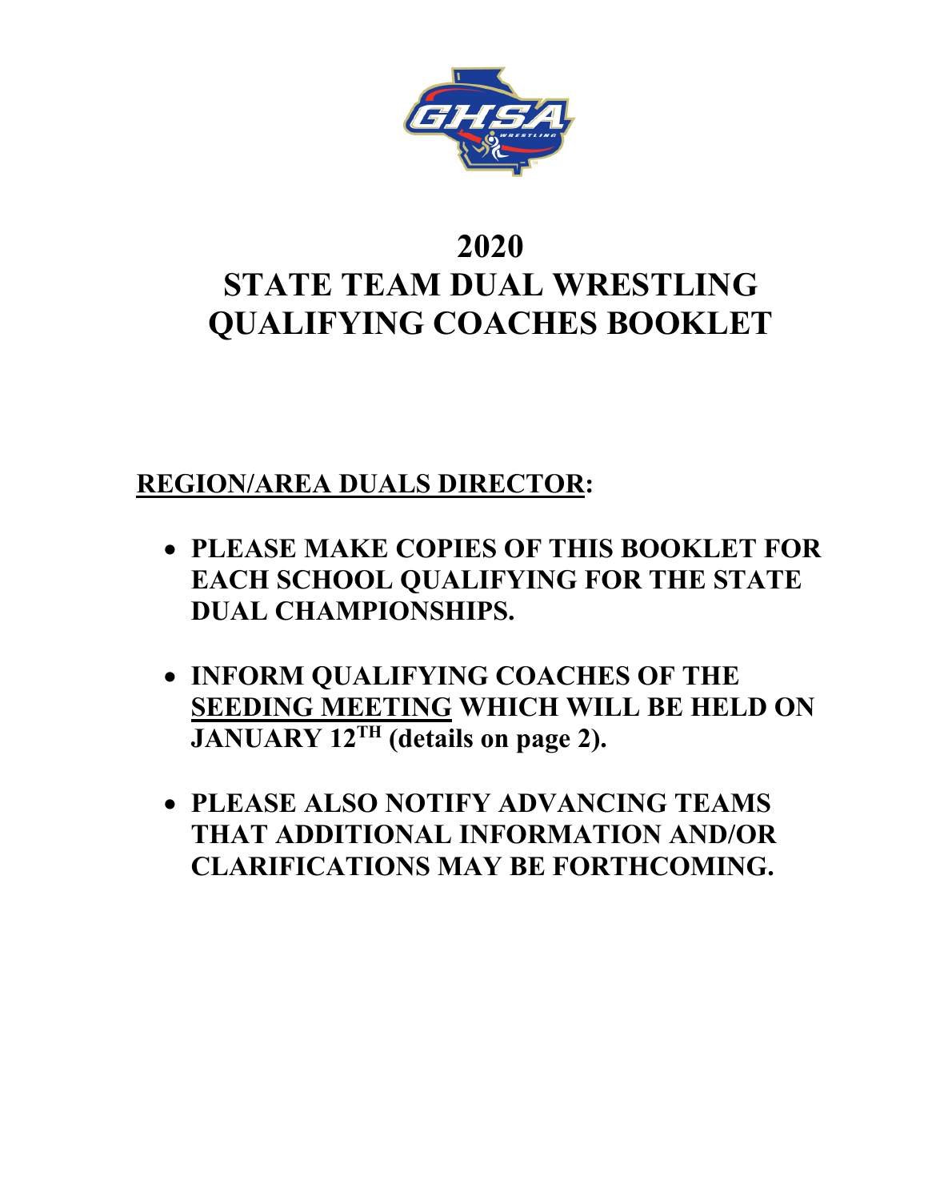# 2020
# STATE TEAM DUAL WRESTLING QUALIFYING COACHES BOOKLET

**REGION/AREA DUALS DIRECTOR:**

- **PLEASE MAKE COPIES OF THIS BOOKLET FOR EACH SCHOOL QUALIFYING FOR THE STATE DUAL CHAMPIONSHIPS.**
- **INFORM QUALIFYING COACHES OF THE SEEDING MEETING WHICH WILL BE HELD ON JANUARY 12TH (details on page 2).**
- **PLEASE ALSO NOTIFY ADVANCING TEAMS THAT ADDITIONAL INFORMATION AND/OR CLARIFICATIONS MAY BE FORTHCOMING.**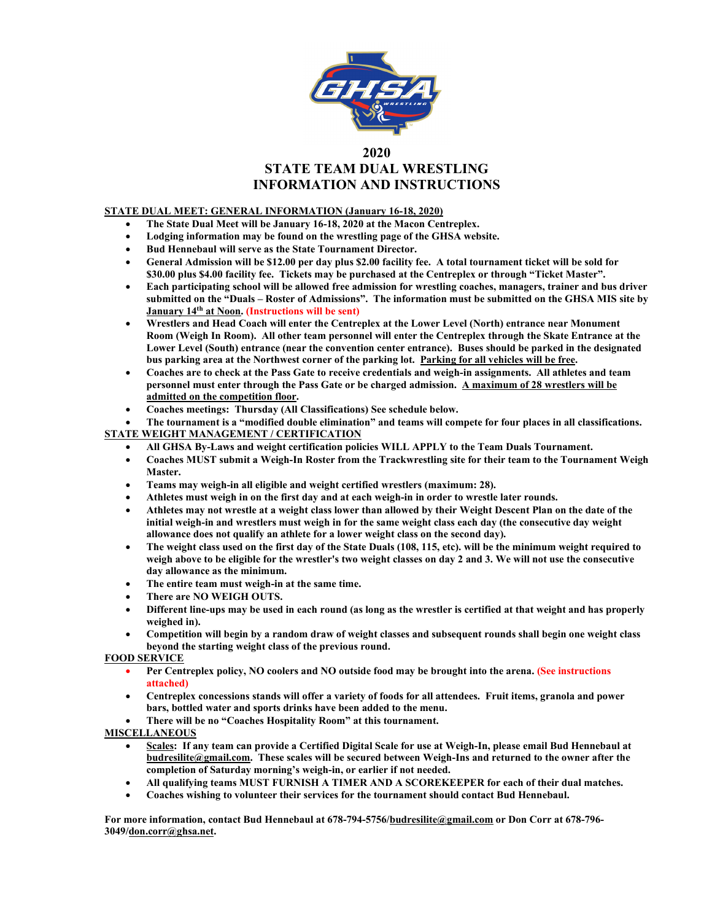# 2020
# STATE TEAM DUAL WRESTLING
# INFORMATION AND INSTRUCTIONS

**STATE DUAL MEET: GENERAL INFORMATION (January 16-18, 2020)**

- **The State Dual Meet will be January 16-18, 2020 at the Macon Centreplex.**
- **Lodging information may be found on the wrestling page of the GHSA website.**
- **Bud Hennebaul will serve as the State Tournament Director.**
- **General Admission will be $12.00 per day plus $2.00 facility fee. A total tournament ticket will be sold for $30.00 plus $4.00 facility fee. Tickets may be purchased at the Centreplex or through "Ticket Master".**
- **Each participating school will be allowed free admission for wrestling coaches, managers, trainer and bus driver submitted on the "Duals – Roster of Admissions". The information must be submitted on the GHSA MIS site by January 14th at Noon. (Instructions will be sent)**
- **Wrestlers and Head Coach will enter the Centreplex at the Lower Level (North) entrance near Monument Room (Weigh In Room). All other team personnel will enter the Centreplex through the Skate Entrance at the Lower Level (South) entrance (near the convention center entrance). Buses should be parked in the designated bus parking area at the Northwest corner of the parking lot. Parking for all vehicles will be free.**
- **Coaches are to check at the Pass Gate to receive credentials and weigh-in assignments. All athletes and team personnel must enter through the Pass Gate or be charged admission. A maximum of 28 wrestlers will be admitted on the competition floor.**
- **Coaches meetings: Thursday (All Classifications) See schedule below.**
- **The tournament is a "modified double elimination" and teams will compete for four places in all classifications.**

**STATE WEIGHT MANAGEMENT / CERTIFICATION**

- **All GHSA By-Laws and weight certification policies WILL APPLY to the Team Duals Tournament.**
- **Coaches MUST submit a Weigh-In Roster from the Trackwrestling site for their team to the Tournament Weigh Master.**
- **Teams may weigh-in all eligible and weight certified wrestlers (maximum: 28).**
- **Athletes must weigh in on the first day and at each weigh-in in order to wrestle later rounds.**
- **Athletes may not wrestle at a weight class lower than allowed by their Weight Descent Plan on the date of the initial weigh-in and wrestlers must weigh in for the same weight class each day (the consecutive day weight allowance does not qualify an athlete for a lower weight class on the second day).**
- **The weight class used on the first day of the State Duals (108, 115, etc). will be the minimum weight required to weigh above to be eligible for the wrestler's two weight classes on day 2 and 3. We will not use the consecutive day allowance as the minimum.**
- **The entire team must weigh-in at the same time.**
- **There are NO WEIGH OUTS.**
- **Different line-ups may be used in each round (as long as the wrestler is certified at that weight and has properly weighed in).**
- **Competition will begin by a random draw of weight classes and subsequent rounds shall begin one weight class beyond the starting weight class of the previous round.**

**FOOD SERVICE**

- **Per Centreplex policy, NO coolers and NO outside food may be brought into the arena. (See instructions attached)**
- **Centreplex concessions stands will offer a variety of foods for all attendees. Fruit items, granola and power bars, bottled water and sports drinks have been added to the menu.**
- **There will be no "Coaches Hospitality Room" at this tournament.**

**MISCELLANEOUS**

- **Scales: If any team can provide a Certified Digital Scale for use at Weigh-In, please email Bud Hennebaul at budresilite@gmail.com. These scales will be secured between Weigh-Ins and returned to the owner after the completion of Saturday morning's weigh-in, or earlier if not needed.**
- **All qualifying teams MUST FURNISH A TIMER AND A SCOREKEEPER for each of their dual matches.**
- **Coaches wishing to volunteer their services for the tournament should contact Bud Hennebaul.**

**For more information, contact Bud Hennebaul at 678-794-5756/budresilite@gmail.com or Don Corr at 678-796-3049/don.corr@ghsa.net.**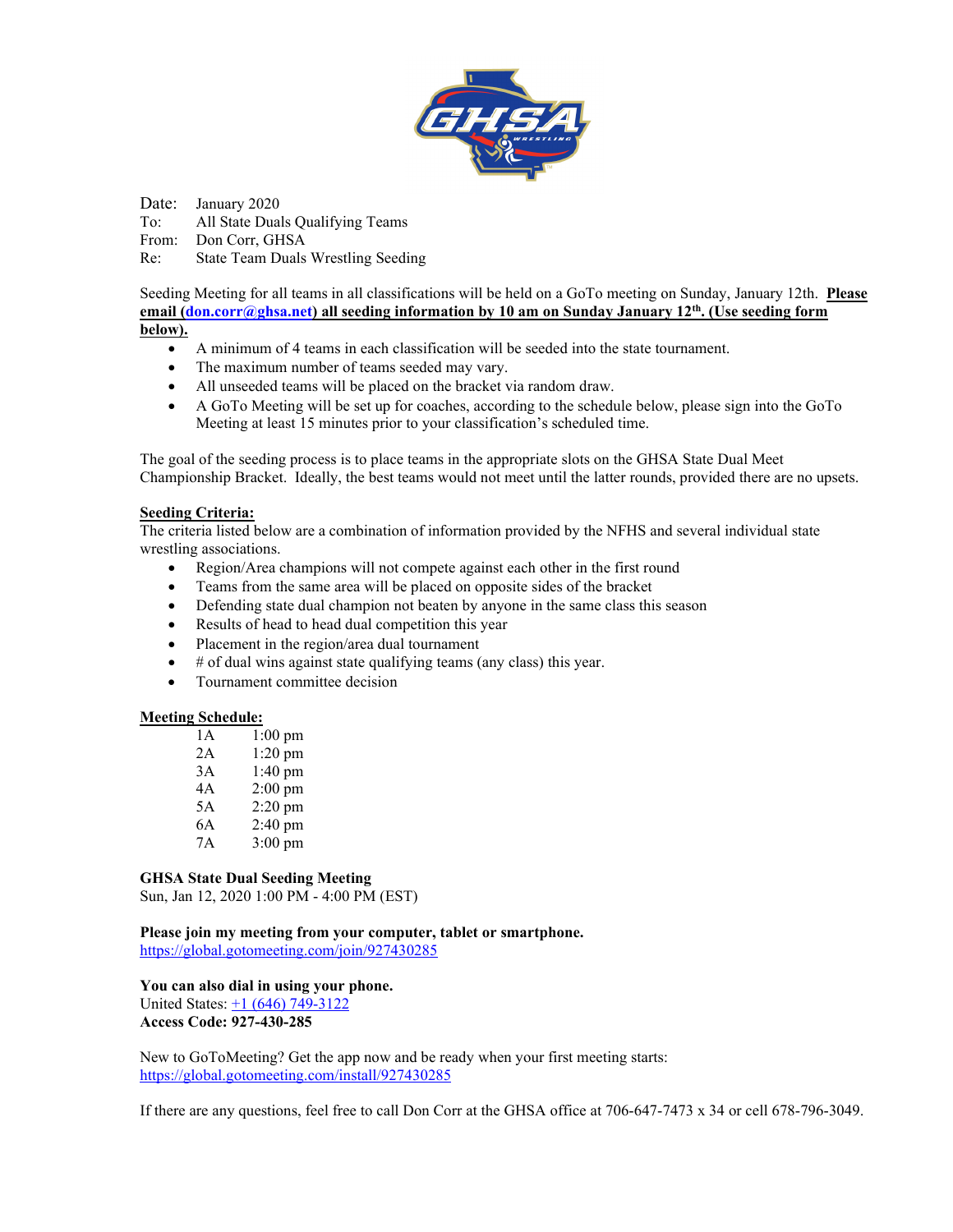Date: January 2020
To: All State Duals Qualifying Teams
From: Don Corr, GHSA
Re: State Team Duals Wrestling Seeding

Seeding Meeting for all teams in all classifications will be held on a GoTo meeting on Sunday, January 12th. **Please email (don.corr@ghsa.net) all seeding information by 10 am on Sunday January 12th. (Use seeding form below).**

- A minimum of 4 teams in each classification will be seeded into the state tournament.
- The maximum number of teams seeded may vary.
- All unseeded teams will be placed on the bracket via random draw.
- A GoTo Meeting will be set up for coaches, according to the schedule below, please sign into the GoTo Meeting at least 15 minutes prior to your classification's scheduled time.

The goal of the seeding process is to place teams in the appropriate slots on the GHSA State Dual Meet Championship Bracket. Ideally, the best teams would not meet until the latter rounds, provided there are no upsets.

**Seeding Criteria:**

The criteria listed below are a combination of information provided by the NFHS and several individual state wrestling associations.

- Region/Area champions will not compete against each other in the first round
- Teams from the same area will be placed on opposite sides of the bracket
- Defending state dual champion not beaten by anyone in the same class this season
- Results of head to head dual competition this year
- Placement in the region/area dual tournament
- # of dual wins against state qualifying teams (any class) this year.
- Tournament committee decision

**Meeting Schedule:**

| | |
|---|---|
| 1A | 1:00 pm |
| 2A | 1:20 pm |
| 3A | 1:40 pm |
| 4A | 2:00 pm |
| 5A | 2:20 pm |
| 6A | 2:40 pm |
| 7A | 3:00 pm |

**GHSA State Dual Seeding Meeting**
Sun, Jan 12, 2020 1:00 PM - 4:00 PM (EST)

**Please join my meeting from your computer, tablet or smartphone.**
https://global.gotomeeting.com/join/927430285

**You can also dial in using your phone.**
United States: +1 (646) 749-3122
**Access Code: 927-430-285**

New to GoToMeeting? Get the app now and be ready when your first meeting starts:
https://global.gotomeeting.com/install/927430285

If there are any questions, feel free to call Don Corr at the GHSA office at 706-647-7473 x 34 or cell 678-796-3049.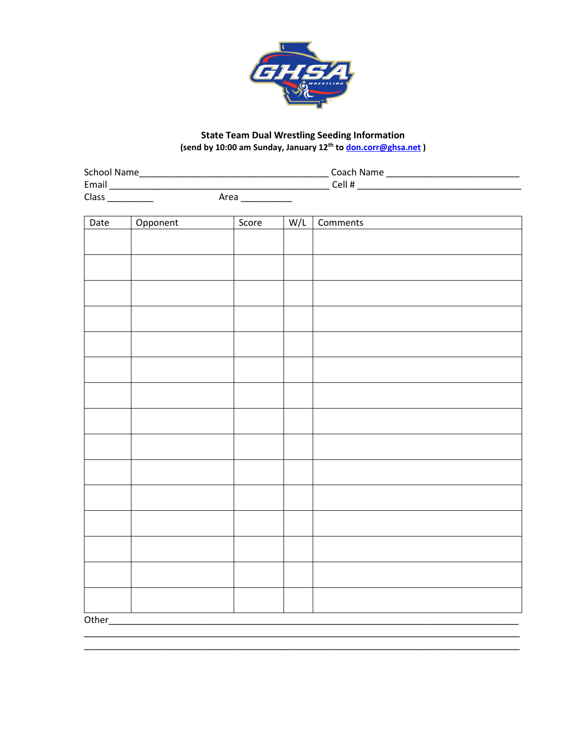**State Team Dual Wrestling Seeding Information**
**(send by 10:00 am Sunday, January 12th to don.corr@ghsa.net )**

School Name_____________________________________ Coach Name __________________________
Email ___________________________________________ Cell # ________________________________
Class _________ Area __________

| Date | Opponent | Score | W/L | Comments |
|---|---|---|---|---|
| | | | | |
| | | | | |
| | | | | |
| | | | | |
| | | | | |
| | | | | |
| | | | | |
| | | | | |
| | | | | |
| | | | | |
| | | | | |
| | | | | |
| | | | | |
| | | | | |
| | | | | |

Other___________________________________________________________________________________
_________________________________________________________________________________________
_________________________________________________________________________________________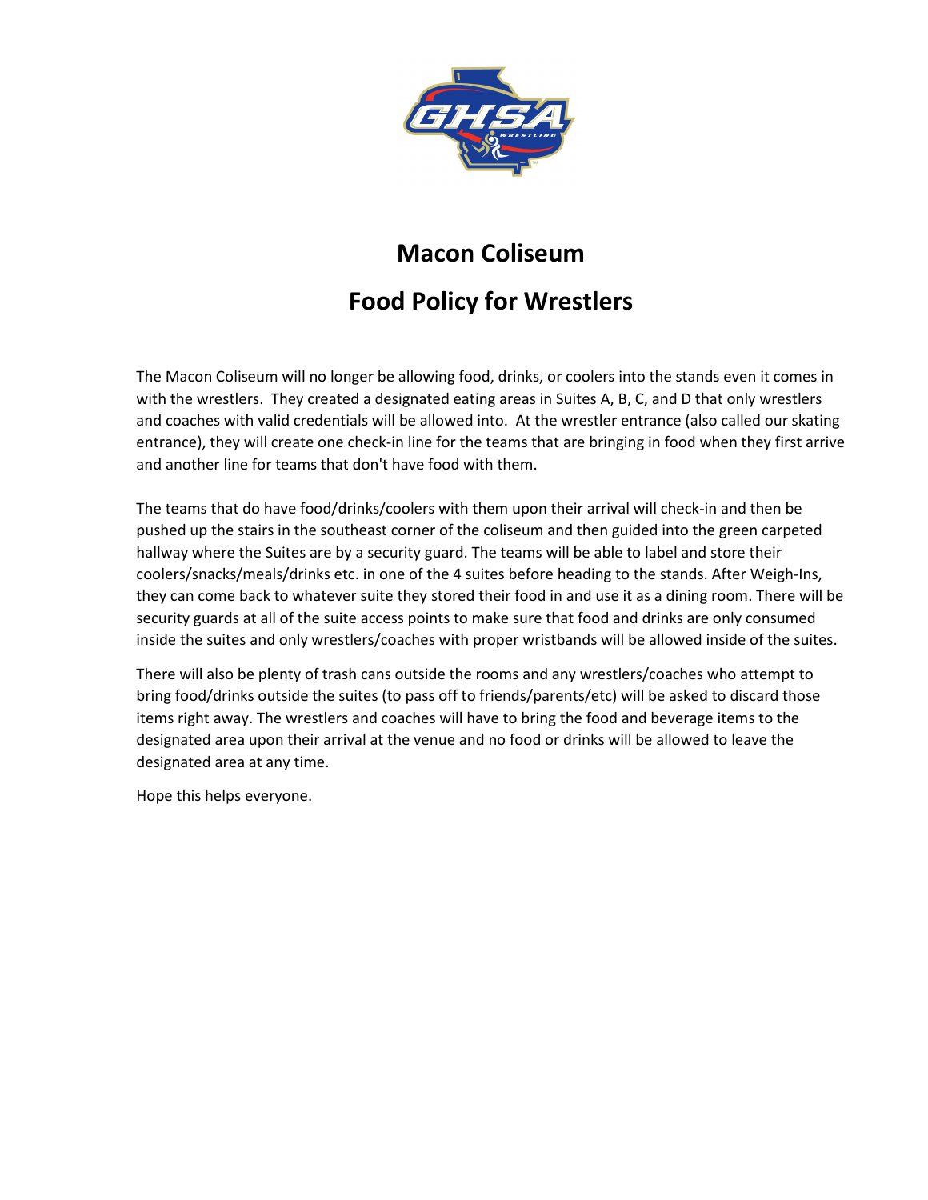# Macon Coliseum

## Food Policy for Wrestlers

The Macon Coliseum will no longer be allowing food, drinks, or coolers into the stands even it comes in with the wrestlers. They created a designated eating areas in Suites A, B, C, and D that only wrestlers and coaches with valid credentials will be allowed into. At the wrestler entrance (also called our skating entrance), they will create one check-in line for the teams that are bringing in food when they first arrive and another line for teams that don't have food with them.

The teams that do have food/drinks/coolers with them upon their arrival will check-in and then be pushed up the stairs in the southeast corner of the coliseum and then guided into the green carpeted hallway where the Suites are by a security guard. The teams will be able to label and store their coolers/snacks/meals/drinks etc. in one of the 4 suites before heading to the stands. After Weigh-Ins, they can come back to whatever suite they stored their food in and use it as a dining room. There will be security guards at all of the suite access points to make sure that food and drinks are only consumed inside the suites and only wrestlers/coaches with proper wristbands will be allowed inside of the suites.

There will also be plenty of trash cans outside the rooms and any wrestlers/coaches who attempt to bring food/drinks outside the suites (to pass off to friends/parents/etc) will be asked to discard those items right away. The wrestlers and coaches will have to bring the food and beverage items to the designated area upon their arrival at the venue and no food or drinks will be allowed to leave the designated area at any time.

Hope this helps everyone.